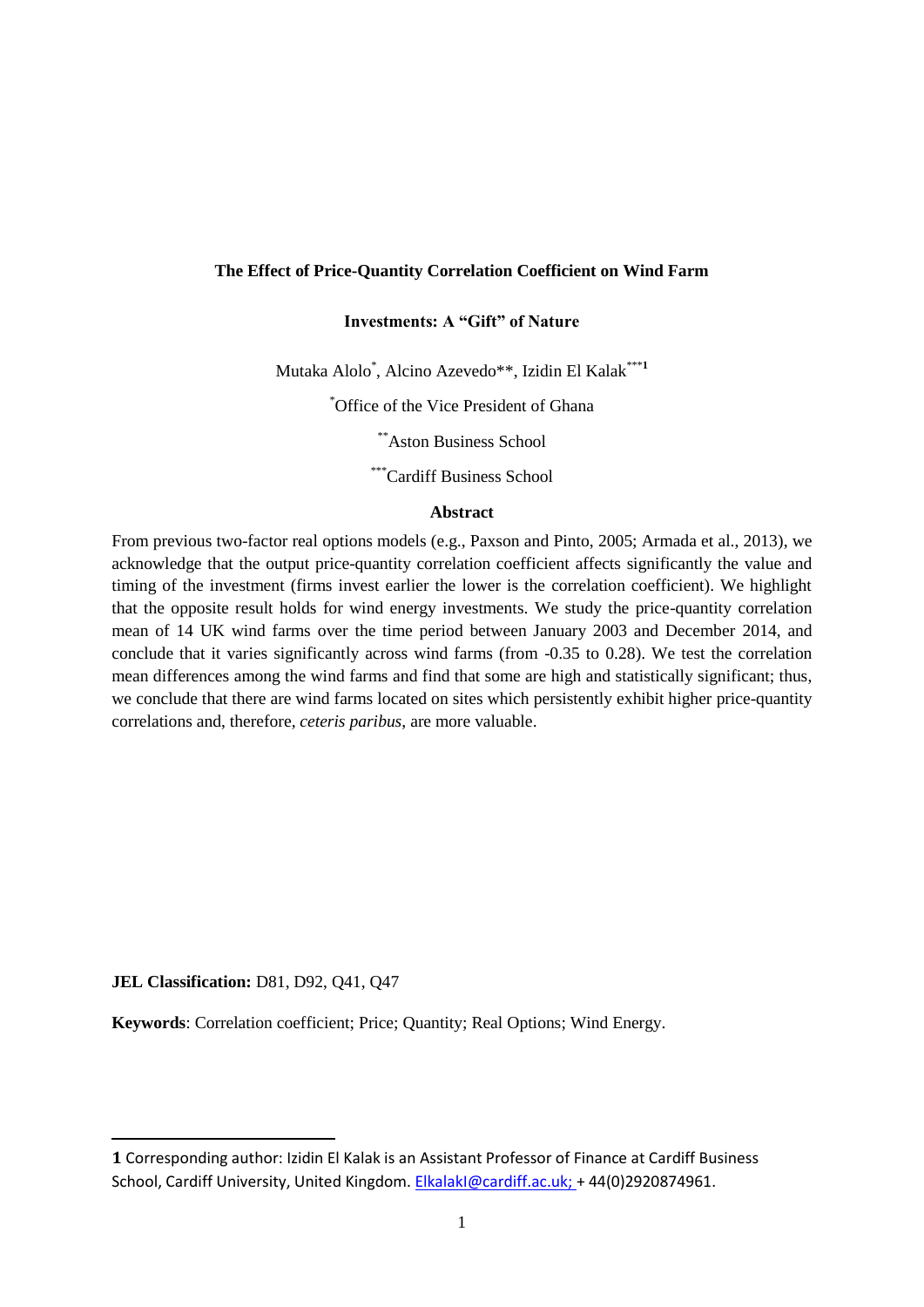**The Effect of Price-Quantity Correlation Coefficient on Wind Farm Investments: A "Gift" of Nature**

Mutaka Alolo[*], Alcino Azevedo[**], Izidin El Kalak[***1]

[*]Office of the Vice President of Ghana

[**]Aston Business School

[***]Cardiff Business School

**Abstract**

From previous two-factor real options models (e.g., Paxson and Pinto, 2005; Armada et al., 2013), we acknowledge that the output price-quantity correlation coefficient affects significantly the value and timing of the investment (firms invest earlier the lower is the correlation coefficient). We highlight that the opposite result holds for wind energy investments. We study the price-quantity correlation mean of 14 UK wind farms over the time period between January 2003 and December 2014, and conclude that it varies significantly across wind farms (from -0.35 to 0.28). We test the correlation mean differences among the wind farms and find that some are high and statistically significant; thus, we conclude that there are wind farms located on sites which persistently exhibit higher price-quantity correlations and, therefore, *ceteris paribus*, are more valuable.

**JEL Classification:** D81, D92, Q41, Q47

**Keywords**: Correlation coefficient; Price; Quantity; Real Options; Wind Energy.

---

**1** Corresponding author: Izidin El Kalak is an Assistant Professor of Finance at Cardiff Business School, Cardiff University, United Kingdom. ElkalakI@cardiff.ac.uk; + 44(0)2920874961.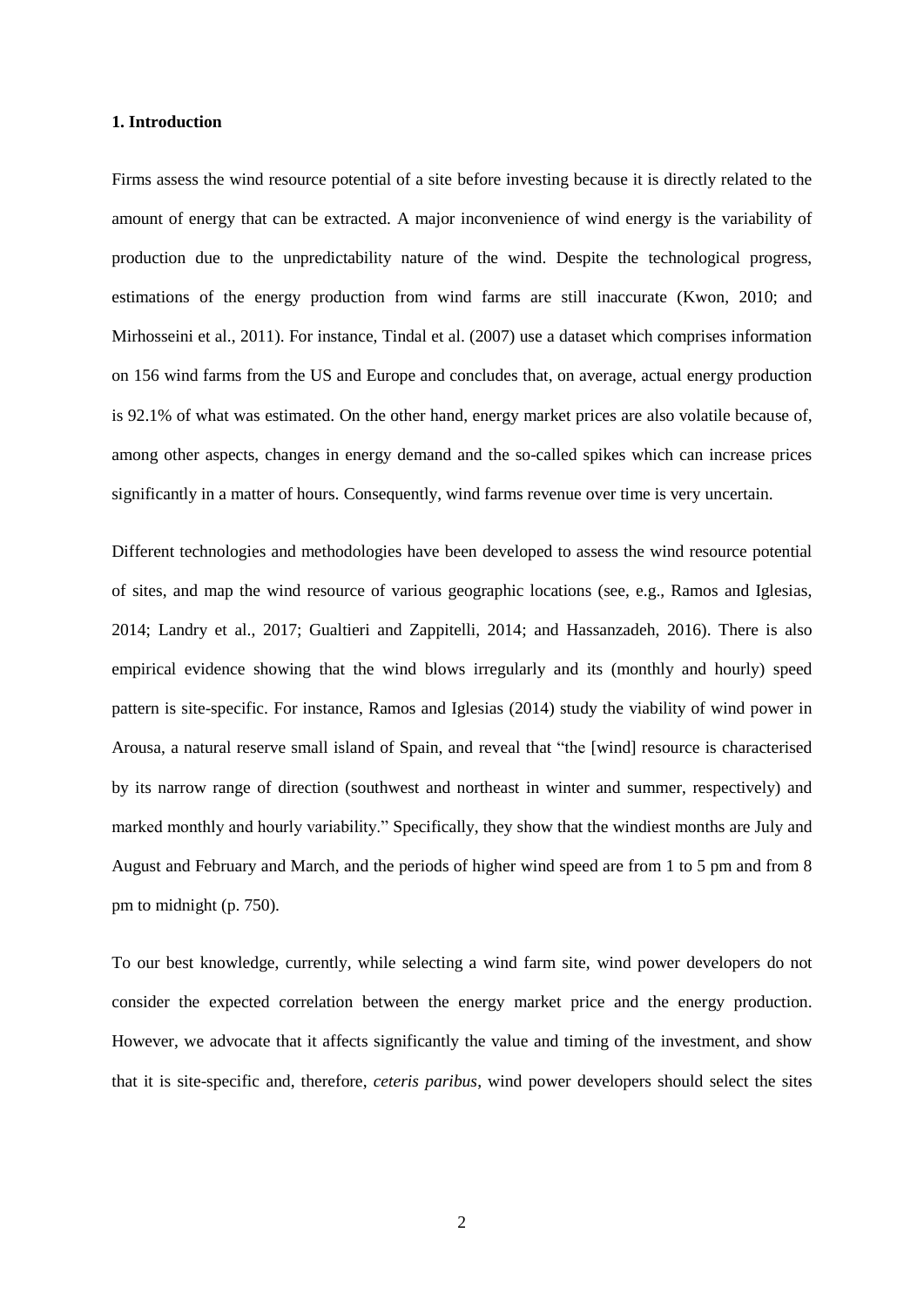## 1. Introduction

Firms assess the wind resource potential of a site before investing because it is directly related to the amount of energy that can be extracted. A major inconvenience of wind energy is the variability of production due to the unpredictability nature of the wind. Despite the technological progress, estimations of the energy production from wind farms are still inaccurate (Kwon, 2010; and Mirhosseini et al., 2011). For instance, Tindal et al. (2007) use a dataset which comprises information on 156 wind farms from the US and Europe and concludes that, on average, actual energy production is 92.1% of what was estimated. On the other hand, energy market prices are also volatile because of, among other aspects, changes in energy demand and the so-called spikes which can increase prices significantly in a matter of hours. Consequently, wind farms revenue over time is very uncertain.

Different technologies and methodologies have been developed to assess the wind resource potential of sites, and map the wind resource of various geographic locations (see, e.g., Ramos and Iglesias, 2014; Landry et al., 2017; Gualtieri and Zappitelli, 2014; and Hassanzadeh, 2016). There is also empirical evidence showing that the wind blows irregularly and its (monthly and hourly) speed pattern is site-specific. For instance, Ramos and Iglesias (2014) study the viability of wind power in Arousa, a natural reserve small island of Spain, and reveal that "the [wind] resource is characterised by its narrow range of direction (southwest and northeast in winter and summer, respectively) and marked monthly and hourly variability." Specifically, they show that the windiest months are July and August and February and March, and the periods of higher wind speed are from 1 to 5 pm and from 8 pm to midnight (p. 750).

To our best knowledge, currently, while selecting a wind farm site, wind power developers do not consider the expected correlation between the energy market price and the energy production. However, we advocate that it affects significantly the value and timing of the investment, and show that it is site-specific and, therefore, *ceteris paribus*, wind power developers should select the sites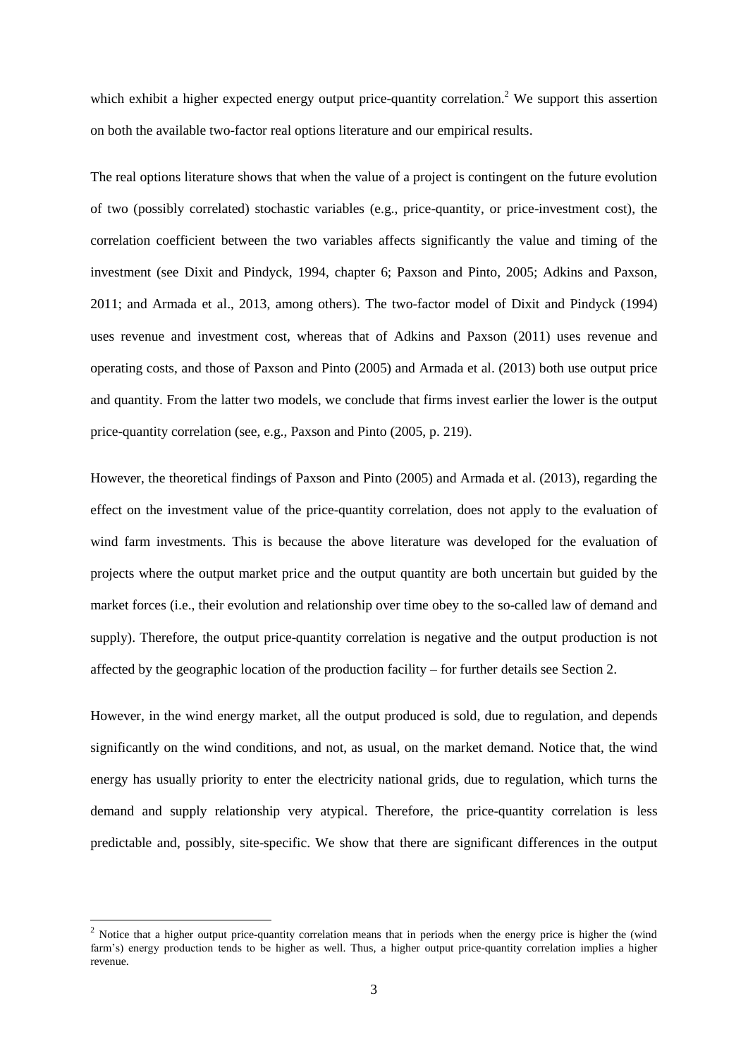which exhibit a higher expected energy output price-quantity correlation.[2] We support this assertion on both the available two-factor real options literature and our empirical results.

The real options literature shows that when the value of a project is contingent on the future evolution of two (possibly correlated) stochastic variables (e.g., price-quantity, or price-investment cost), the correlation coefficient between the two variables affects significantly the value and timing of the investment (see Dixit and Pindyck, 1994, chapter 6; Paxson and Pinto, 2005; Adkins and Paxson, 2011; and Armada et al., 2013, among others). The two-factor model of Dixit and Pindyck (1994) uses revenue and investment cost, whereas that of Adkins and Paxson (2011) uses revenue and operating costs, and those of Paxson and Pinto (2005) and Armada et al. (2013) both use output price and quantity. From the latter two models, we conclude that firms invest earlier the lower is the output price-quantity correlation (see, e.g., Paxson and Pinto (2005, p. 219).

However, the theoretical findings of Paxson and Pinto (2005) and Armada et al. (2013), regarding the effect on the investment value of the price-quantity correlation, does not apply to the evaluation of wind farm investments. This is because the above literature was developed for the evaluation of projects where the output market price and the output quantity are both uncertain but guided by the market forces (i.e., their evolution and relationship over time obey to the so-called law of demand and supply). Therefore, the output price-quantity correlation is negative and the output production is not affected by the geographic location of the production facility – for further details see Section 2.

However, in the wind energy market, all the output produced is sold, due to regulation, and depends significantly on the wind conditions, and not, as usual, on the market demand. Notice that, the wind energy has usually priority to enter the electricity national grids, due to regulation, which turns the demand and supply relationship very atypical. Therefore, the price-quantity correlation is less predictable and, possibly, site-specific. We show that there are significant differences in the output

[2] Notice that a higher output price-quantity correlation means that in periods when the energy price is higher the (wind farm's) energy production tends to be higher as well. Thus, a higher output price-quantity correlation implies a higher revenue.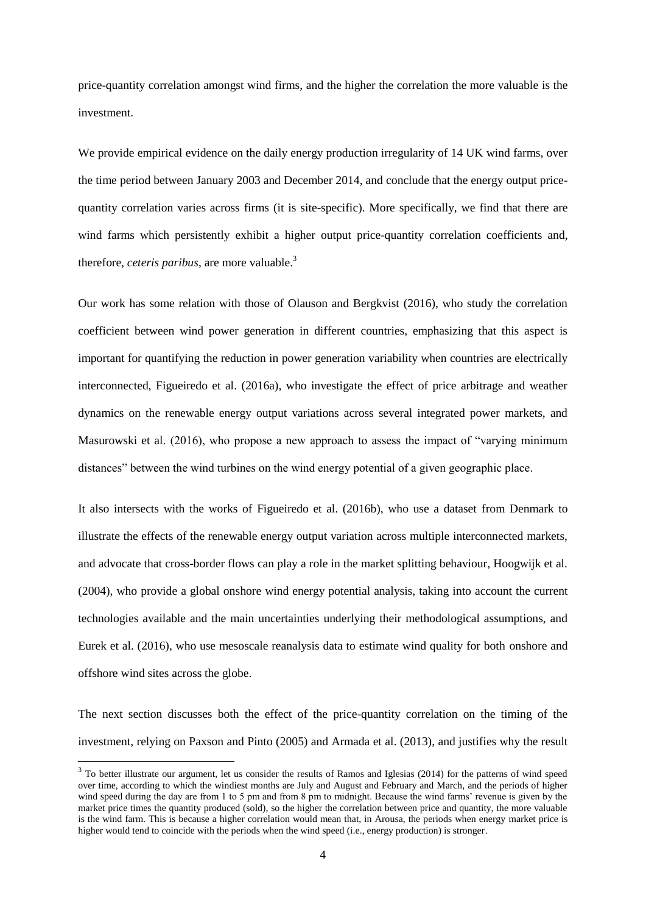price-quantity correlation amongst wind firms, and the higher the correlation the more valuable is the investment.

We provide empirical evidence on the daily energy production irregularity of 14 UK wind farms, over the time period between January 2003 and December 2014, and conclude that the energy output price-quantity correlation varies across firms (it is site-specific). More specifically, we find that there are wind farms which persistently exhibit a higher output price-quantity correlation coefficients and, therefore, *ceteris paribus*, are more valuable.[3]

Our work has some relation with those of Olauson and Bergkvist (2016), who study the correlation coefficient between wind power generation in different countries, emphasizing that this aspect is important for quantifying the reduction in power generation variability when countries are electrically interconnected, Figueiredo et al. (2016a), who investigate the effect of price arbitrage and weather dynamics on the renewable energy output variations across several integrated power markets, and Masurowski et al. (2016), who propose a new approach to assess the impact of "varying minimum distances" between the wind turbines on the wind energy potential of a given geographic place.

It also intersects with the works of Figueiredo et al. (2016b), who use a dataset from Denmark to illustrate the effects of the renewable energy output variation across multiple interconnected markets, and advocate that cross-border flows can play a role in the market splitting behaviour, Hoogwijk et al. (2004), who provide a global onshore wind energy potential analysis, taking into account the current technologies available and the main uncertainties underlying their methodological assumptions, and Eurek et al. (2016), who use mesoscale reanalysis data to estimate wind quality for both onshore and offshore wind sites across the globe.

The next section discusses both the effect of the price-quantity correlation on the timing of the investment, relying on Paxson and Pinto (2005) and Armada et al. (2013), and justifies why the result

[3] To better illustrate our argument, let us consider the results of Ramos and Iglesias (2014) for the patterns of wind speed over time, according to which the windiest months are July and August and February and March, and the periods of higher wind speed during the day are from 1 to 5 pm and from 8 pm to midnight. Because the wind farms' revenue is given by the market price times the quantity produced (sold), so the higher the correlation between price and quantity, the more valuable is the wind farm. This is because a higher correlation would mean that, in Arousa, the periods when energy market price is higher would tend to coincide with the periods when the wind speed (i.e., energy production) is stronger.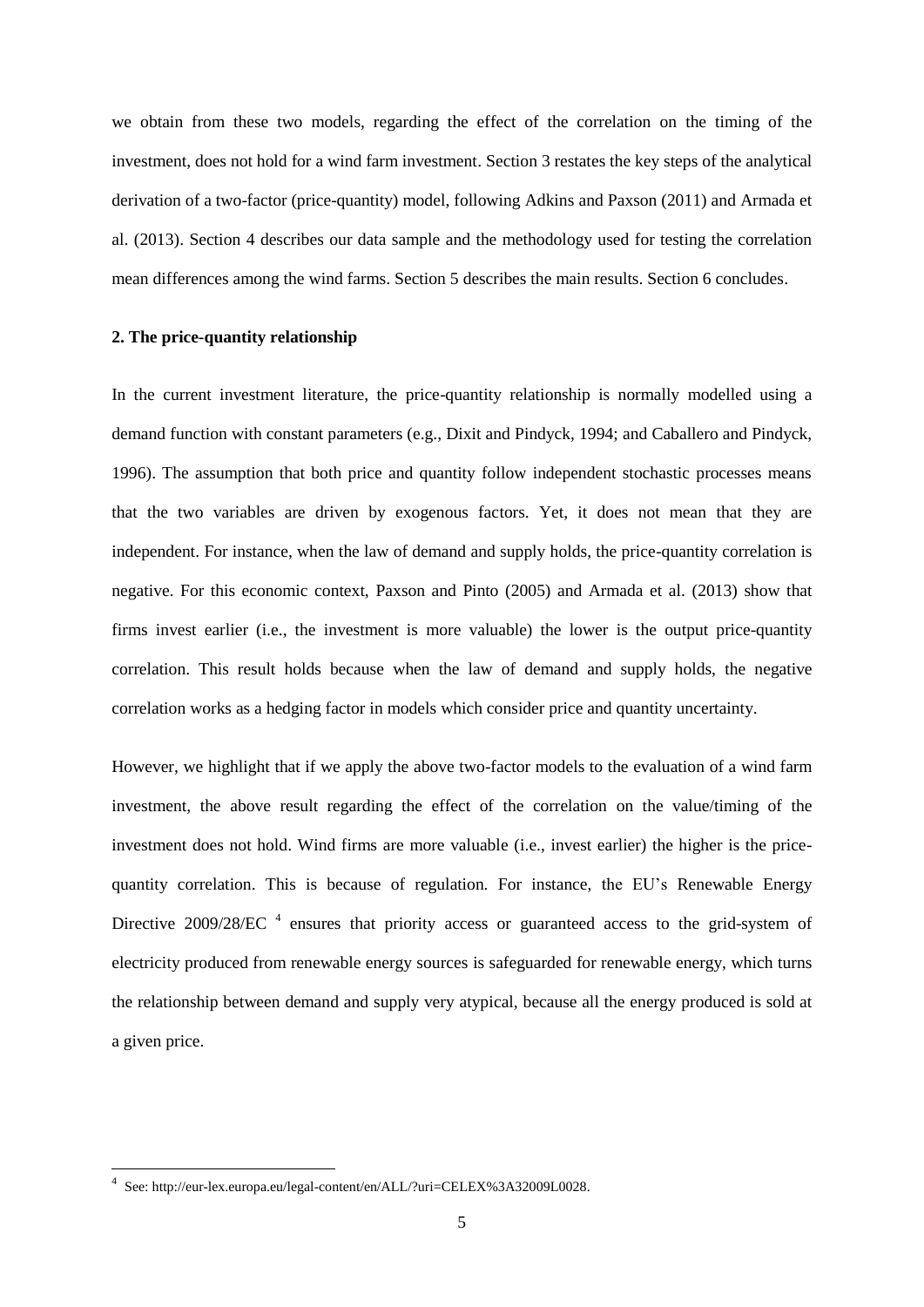we obtain from these two models, regarding the effect of the correlation on the timing of the investment, does not hold for a wind farm investment. Section 3 restates the key steps of the analytical derivation of a two-factor (price-quantity) model, following Adkins and Paxson (2011) and Armada et al. (2013). Section 4 describes our data sample and the methodology used for testing the correlation mean differences among the wind farms. Section 5 describes the main results. Section 6 concludes.

## 2. The price-quantity relationship

In the current investment literature, the price-quantity relationship is normally modelled using a demand function with constant parameters (e.g., Dixit and Pindyck, 1994; and Caballero and Pindyck, 1996). The assumption that both price and quantity follow independent stochastic processes means that the two variables are driven by exogenous factors. Yet, it does not mean that they are independent. For instance, when the law of demand and supply holds, the price-quantity correlation is negative. For this economic context, Paxson and Pinto (2005) and Armada et al. (2013) show that firms invest earlier (i.e., the investment is more valuable) the lower is the output price-quantity correlation. This result holds because when the law of demand and supply holds, the negative correlation works as a hedging factor in models which consider price and quantity uncertainty.

However, we highlight that if we apply the above two-factor models to the evaluation of a wind farm investment, the above result regarding the effect of the correlation on the value/timing of the investment does not hold. Wind firms are more valuable (i.e., invest earlier) the higher is the price-quantity correlation. This is because of regulation. For instance, the EU's Renewable Energy Directive 2009/28/EC [4] ensures that priority access or guaranteed access to the grid-system of electricity produced from renewable energy sources is safeguarded for renewable energy, which turns the relationship between demand and supply very atypical, because all the energy produced is sold at a given price.

[4] See: http://eur-lex.europa.eu/legal-content/en/ALL/?uri=CELEX%3A32009L0028.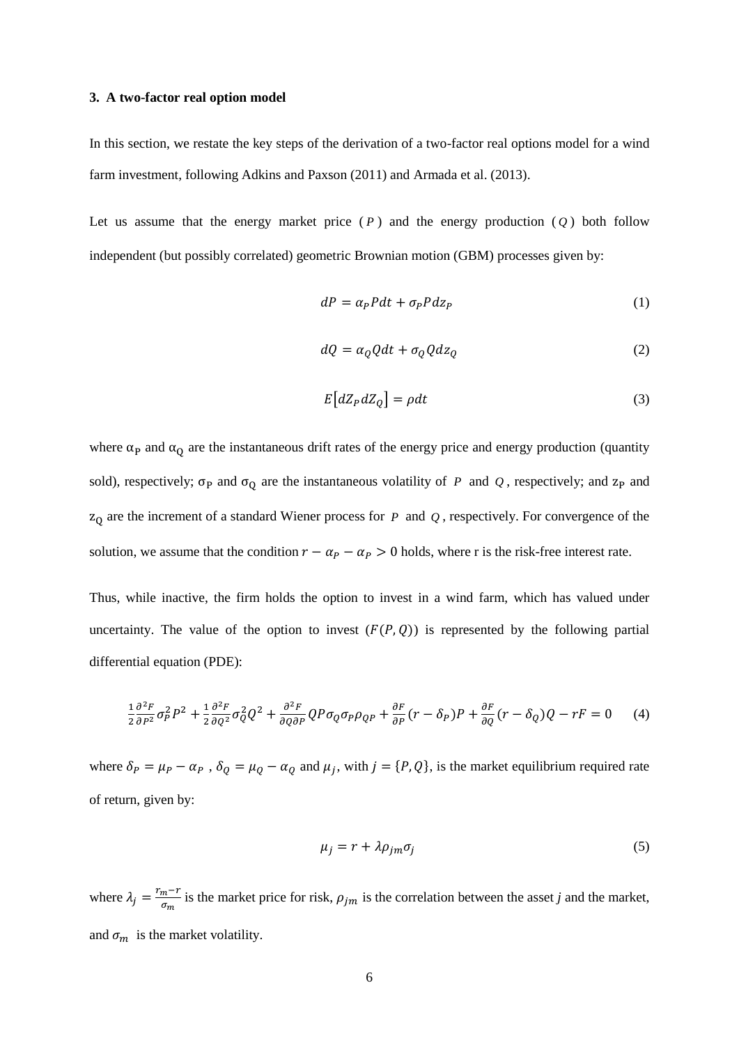### 3. A two-factor real option model

In this section, we restate the key steps of the derivation of a two-factor real options model for a wind farm investment, following Adkins and Paxson (2011) and Armada et al. (2013).

Let us assume that the energy market price ($P$) and the energy production ($Q$) both follow independent (but possibly correlated) geometric Brownian motion (GBM) processes given by:

$$dP = \alpha_P P dt + \sigma_P P dz_P \tag{1}$$

$$dQ = \alpha_Q Q dt + \sigma_Q Q dz_Q \tag{2}$$

$$E\left[dZ_P dZ_Q\right] = \rho dt \tag{3}$$

where $\alpha_P$ and $\alpha_Q$ are the instantaneous drift rates of the energy price and energy production (quantity sold), respectively; $\sigma_P$ and $\sigma_Q$ are the instantaneous volatility of $P$ and $Q$, respectively; and $z_P$ and $z_Q$ are the increment of a standard Wiener process for $P$ and $Q$, respectively. For convergence of the solution, we assume that the condition $r - \alpha_P - \alpha_P > 0$ holds, where r is the risk-free interest rate.

Thus, while inactive, the firm holds the option to invest in a wind farm, which has valued under uncertainty. The value of the option to invest ($F(P,Q)$) is represented by the following partial differential equation (PDE):

$$\frac{1}{2}\frac{\partial^2 F}{\partial P^2}\sigma_P^2 P^2 + \frac{1}{2}\frac{\partial^2 F}{\partial Q^2}\sigma_Q^2 Q^2 + \frac{\partial^2 F}{\partial Q \partial P} QP\sigma_Q\sigma_P\rho_{QP} + \frac{\partial F}{\partial P}(r - \delta_P)P + \frac{\partial F}{\partial Q}(r - \delta_Q)Q - rF = 0 \tag{4}$$

where $\delta_P = \mu_P - \alpha_P$ , $\delta_Q = \mu_Q - \alpha_Q$ and $\mu_j$, with $j = \{P, Q\}$, is the market equilibrium required rate of return, given by:

$$\mu_j = r + \lambda \rho_{jm} \sigma_j \tag{5}$$

where $\lambda_j = \frac{r_m - r}{\sigma_m}$ is the market price for risk, $\rho_{jm}$ is the correlation between the asset *j* and the market, and $\sigma_m$ is the market volatility.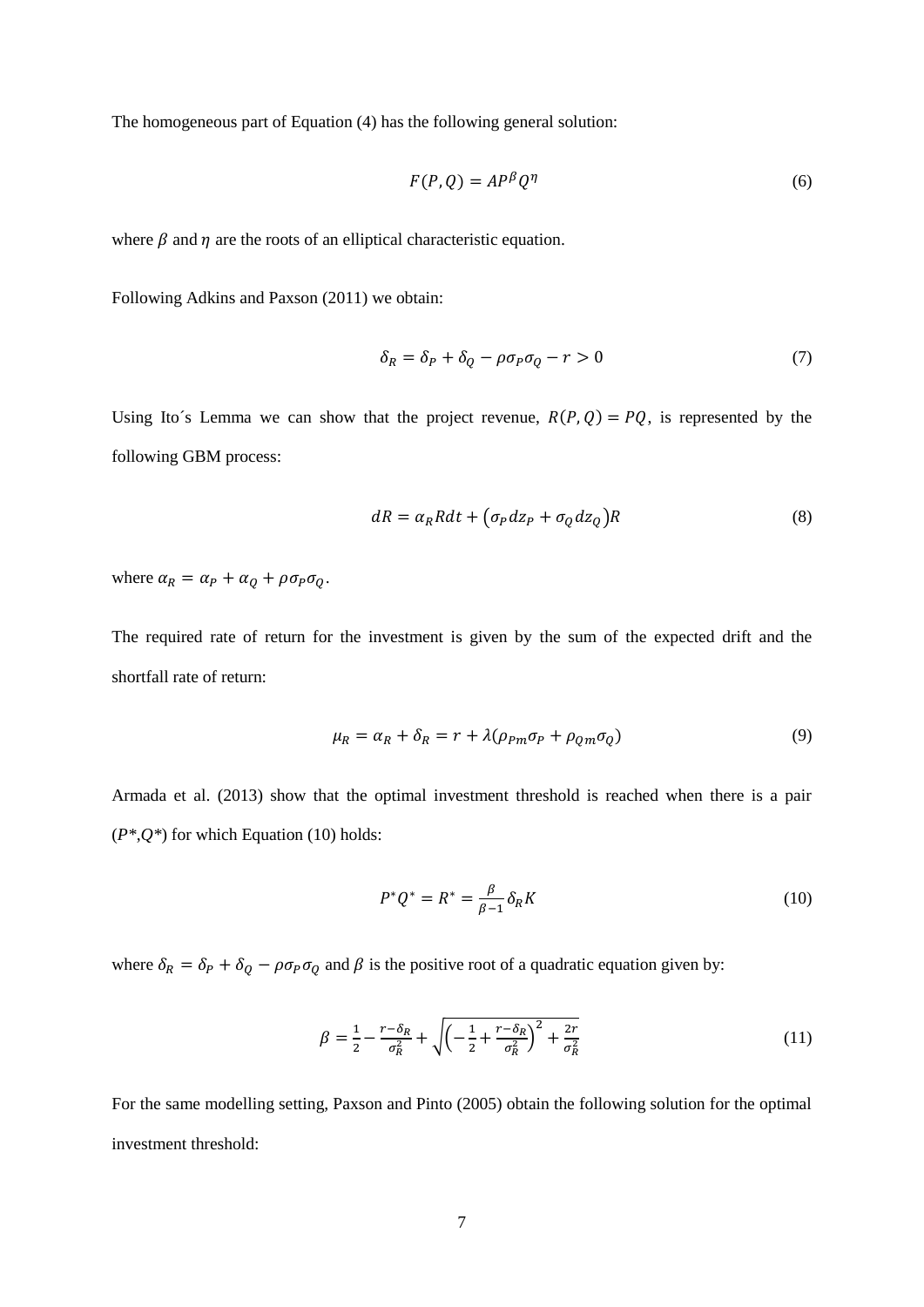The homogeneous part of Equation (4) has the following general solution:

$$F(P,Q) = AP^{\beta}Q^{\eta} \tag{6}$$

where $\beta$ and $\eta$ are the roots of an elliptical characteristic equation.

Following Adkins and Paxson (2011) we obtain:

$$\delta_R = \delta_P + \delta_Q - \rho\sigma_P\sigma_Q - r > 0 \tag{7}$$

Using Ito´s Lemma we can show that the project revenue, $R(P,Q) = PQ$, is represented by the following GBM process:

$$dR = \alpha_R R dt + \left(\sigma_P dz_P + \sigma_Q dz_Q\right)R \tag{8}$$

where $\alpha_R = \alpha_P + \alpha_Q + \rho\sigma_P\sigma_Q$.

The required rate of return for the investment is given by the sum of the expected drift and the shortfall rate of return:

$$\mu_R = \alpha_R + \delta_R = r + \lambda(\rho_{Pm}\sigma_P + \rho_{Qm}\sigma_Q) \tag{9}$$

Armada et al. (2013) show that the optimal investment threshold is reached when there is a pair ($P^*$,$Q^*$) for which Equation (10) holds:

$$P^*Q^* = R^* = \frac{\beta}{\beta - 1}\delta_R K \tag{10}$$

where $\delta_R = \delta_P + \delta_Q - \rho\sigma_P\sigma_Q$ and $\beta$ is the positive root of a quadratic equation given by:

$$\beta = \frac{1}{2} - \frac{r - \delta_R}{\sigma_R^2} + \sqrt{\left(-\frac{1}{2} + \frac{r - \delta_R}{\sigma_R^2}\right)^2 + \frac{2r}{\sigma_R^2}} \tag{11}$$

For the same modelling setting, Paxson and Pinto (2005) obtain the following solution for the optimal investment threshold: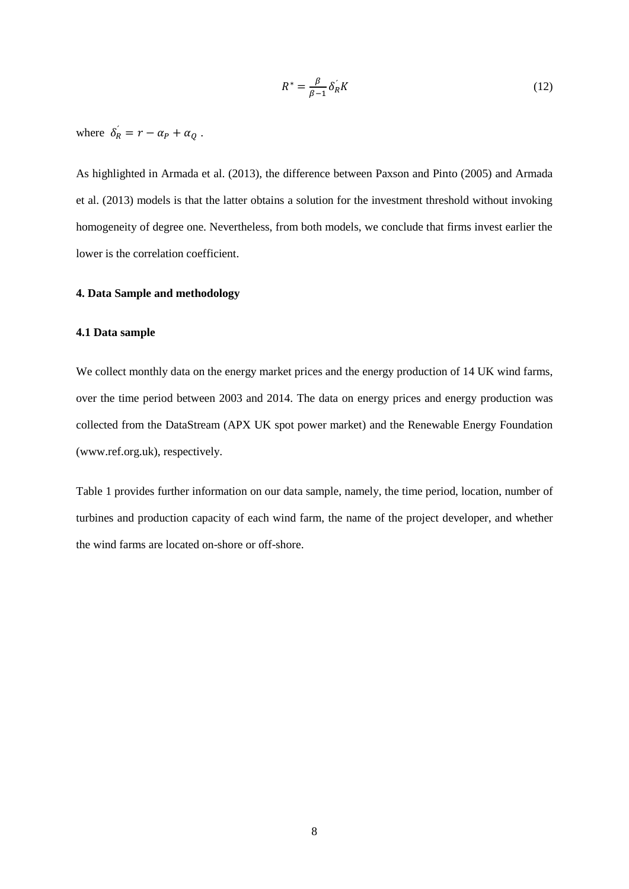$$R^* = \frac{\beta}{\beta - 1} \delta_R' K \tag{12}$$

where $\delta_R' = r - \alpha_P + \alpha_Q$ .

As highlighted in Armada et al. (2013), the difference between Paxson and Pinto (2005) and Armada et al. (2013) models is that the latter obtains a solution for the investment threshold without invoking homogeneity of degree one. Nevertheless, from both models, we conclude that firms invest earlier the lower is the correlation coefficient.

## 4. Data Sample and methodology

### 4.1 Data sample

We collect monthly data on the energy market prices and the energy production of 14 UK wind farms, over the time period between 2003 and 2014. The data on energy prices and energy production was collected from the DataStream (APX UK spot power market) and the Renewable Energy Foundation (www.ref.org.uk), respectively.

Table 1 provides further information on our data sample, namely, the time period, location, number of turbines and production capacity of each wind farm, the name of the project developer, and whether the wind farms are located on-shore or off-shore.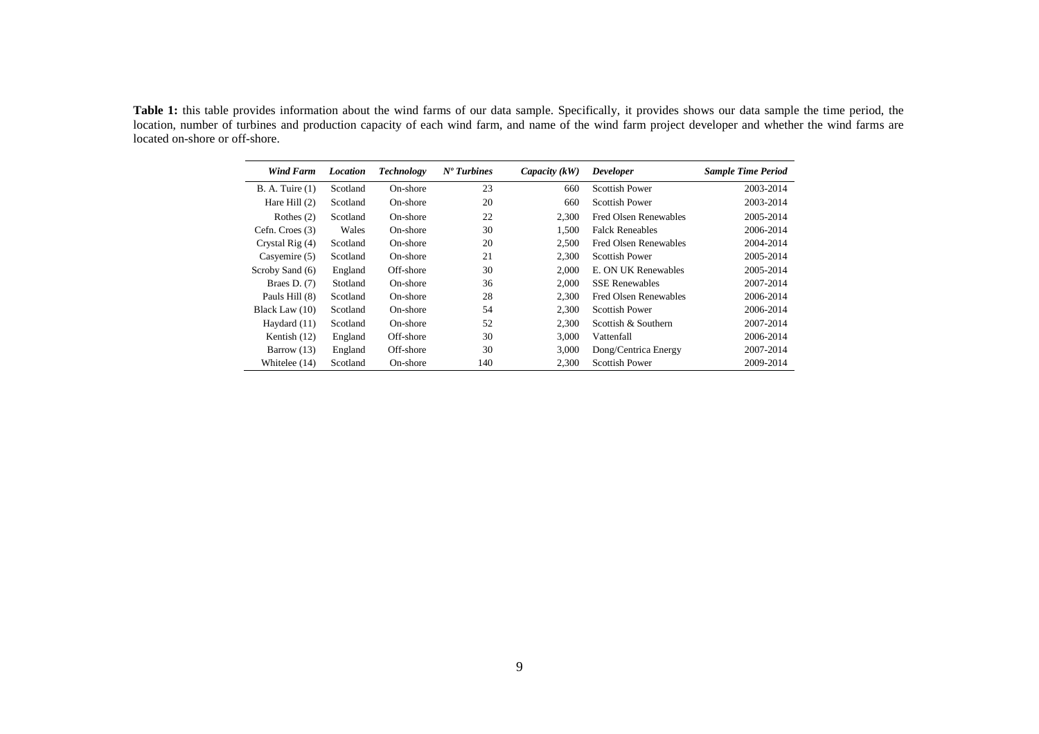**Table 1:** this table provides information about the wind farms of our data sample. Specifically, it provides shows our data sample the time period, the location, number of turbines and production capacity of each wind farm, and name of the wind farm project developer and whether the wind farms are located on-shore or off-shore.

| *Wind Farm* | *Location* | *Technology* | *Nº Turbines* | *Capacity (kW)* | *Developer* | *Sample Time Period* |
|---|---|---|---|---|---|---|
| B. A. Tuire (1) | Scotland | On-shore | 23 | 660 | Scottish Power | 2003-2014 |
| Hare Hill (2) | Scotland | On-shore | 20 | 660 | Scottish Power | 2003-2014 |
| Rothes (2) | Scotland | On-shore | 22 | 2,300 | Fred Olsen Renewables | 2005-2014 |
| Cefn. Croes (3) | Wales | On-shore | 30 | 1,500 | Falck Reneables | 2006-2014 |
| Crystal Rig (4) | Scotland | On-shore | 20 | 2,500 | Fred Olsen Renewables | 2004-2014 |
| Casyemire (5) | Scotland | On-shore | 21 | 2,300 | Scottish Power | 2005-2014 |
| Scroby Sand (6) | England | Off-shore | 30 | 2,000 | E. ON UK Renewables | 2005-2014 |
| Braes D. (7) | Stotland | On-shore | 36 | 2,000 | SSE Renewables | 2007-2014 |
| Pauls Hill (8) | Scotland | On-shore | 28 | 2,300 | Fred Olsen Renewables | 2006-2014 |
| Black Law (10) | Scotland | On-shore | 54 | 2,300 | Scottish Power | 2006-2014 |
| Haydard (11) | Scotland | On-shore | 52 | 2,300 | Scottish & Southern | 2007-2014 |
| Kentish (12) | England | Off-shore | 30 | 3,000 | Vattenfall | 2006-2014 |
| Barrow (13) | England | Off-shore | 30 | 3,000 | Dong/Centrica Energy | 2007-2014 |
| Whitelee (14) | Scotland | On-shore | 140 | 2,300 | Scottish Power | 2009-2014 |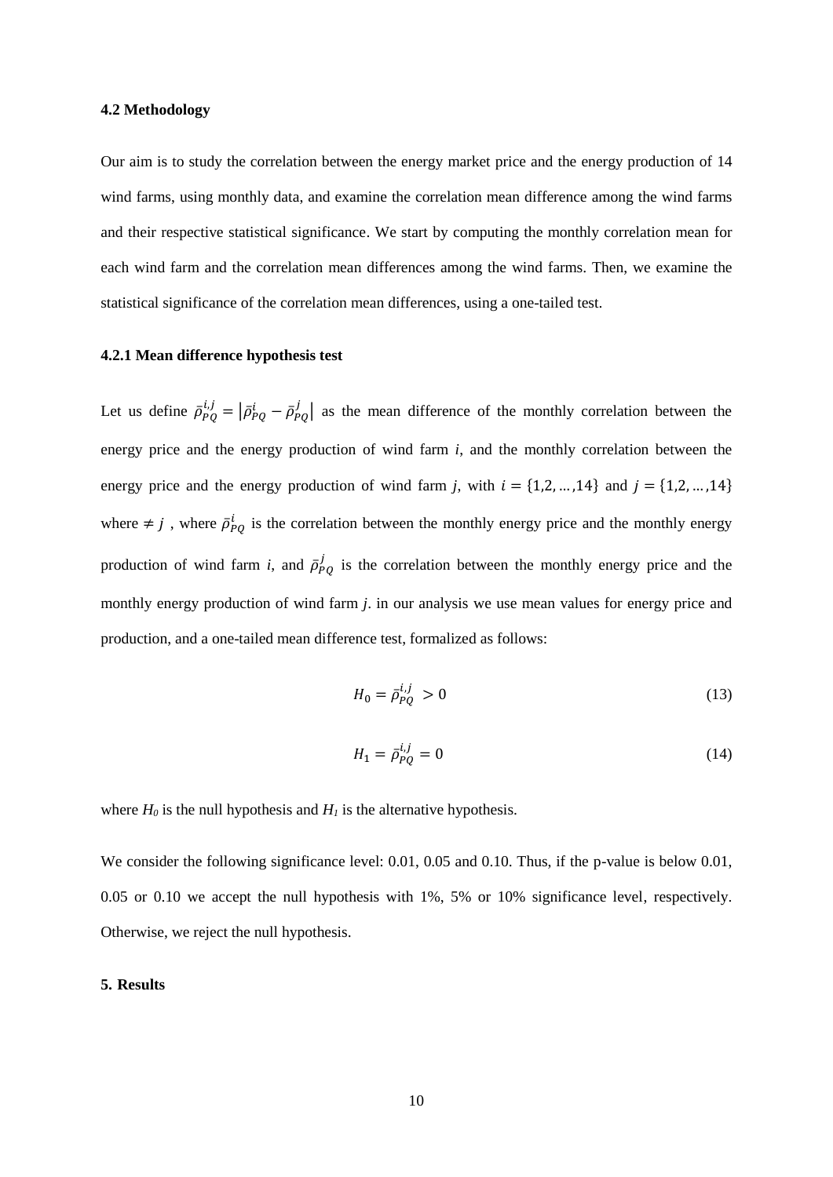#### 4.2 Methodology

Our aim is to study the correlation between the energy market price and the energy production of 14 wind farms, using monthly data, and examine the correlation mean difference among the wind farms and their respective statistical significance. We start by computing the monthly correlation mean for each wind farm and the correlation mean differences among the wind farms. Then, we examine the statistical significance of the correlation mean differences, using a one-tailed test.

#### 4.2.1 Mean difference hypothesis test

Let us define $\bar{\rho}_{PQ}^{i,j} = \left|\bar{\rho}_{PQ}^{i} - \bar{\rho}_{PQ}^{j}\right|$ as the mean difference of the monthly correlation between the energy price and the energy production of wind farm *i*, and the monthly correlation between the energy price and the energy production of wind farm *j*, with $i = \{1,2,\dots,14\}$ and $j = \{1,2,\dots,14\}$ where $\neq j$ , where $\bar{\rho}_{PQ}^{i}$ is the correlation between the monthly energy price and the monthly energy production of wind farm *i*, and $\bar{\rho}_{PQ}^{j}$ is the correlation between the monthly energy price and the monthly energy production of wind farm *j*. in our analysis we use mean values for energy price and production, and a one-tailed mean difference test, formalized as follows:

$$H_0 = \bar{\rho}_{PQ}^{i,j} > 0 \tag{13}$$

$$H_1 = \bar{\rho}_{PQ}^{i,j} = 0 \tag{14}$$

where $H_0$ is the null hypothesis and $H_1$ is the alternative hypothesis.

We consider the following significance level: 0.01, 0.05 and 0.10. Thus, if the p-value is below 0.01, 0.05 or 0.10 we accept the null hypothesis with 1%, 5% or 10% significance level, respectively. Otherwise, we reject the null hypothesis.

#### 5. Results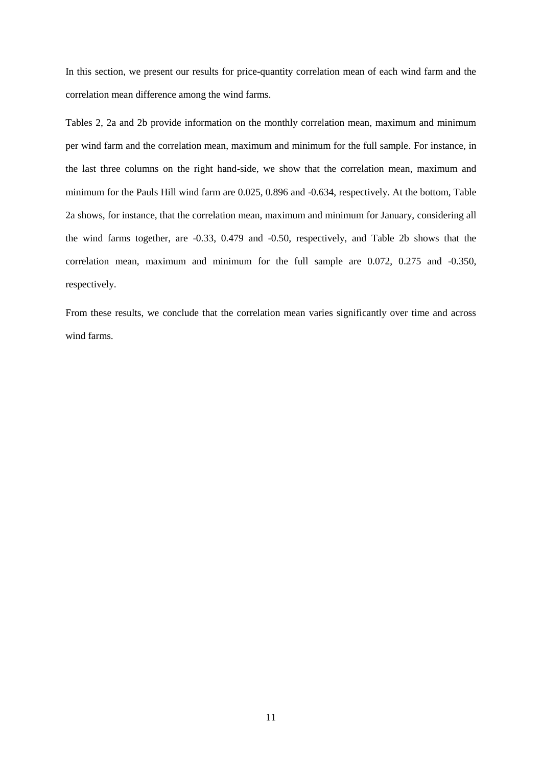In this section, we present our results for price-quantity correlation mean of each wind farm and the correlation mean difference among the wind farms.

Tables 2, 2a and 2b provide information on the monthly correlation mean, maximum and minimum per wind farm and the correlation mean, maximum and minimum for the full sample. For instance, in the last three columns on the right hand-side, we show that the correlation mean, maximum and minimum for the Pauls Hill wind farm are 0.025, 0.896 and -0.634, respectively. At the bottom, Table 2a shows, for instance, that the correlation mean, maximum and minimum for January, considering all the wind farms together, are -0.33, 0.479 and -0.50, respectively, and Table 2b shows that the correlation mean, maximum and minimum for the full sample are 0.072, 0.275 and -0.350, respectively.

From these results, we conclude that the correlation mean varies significantly over time and across wind farms.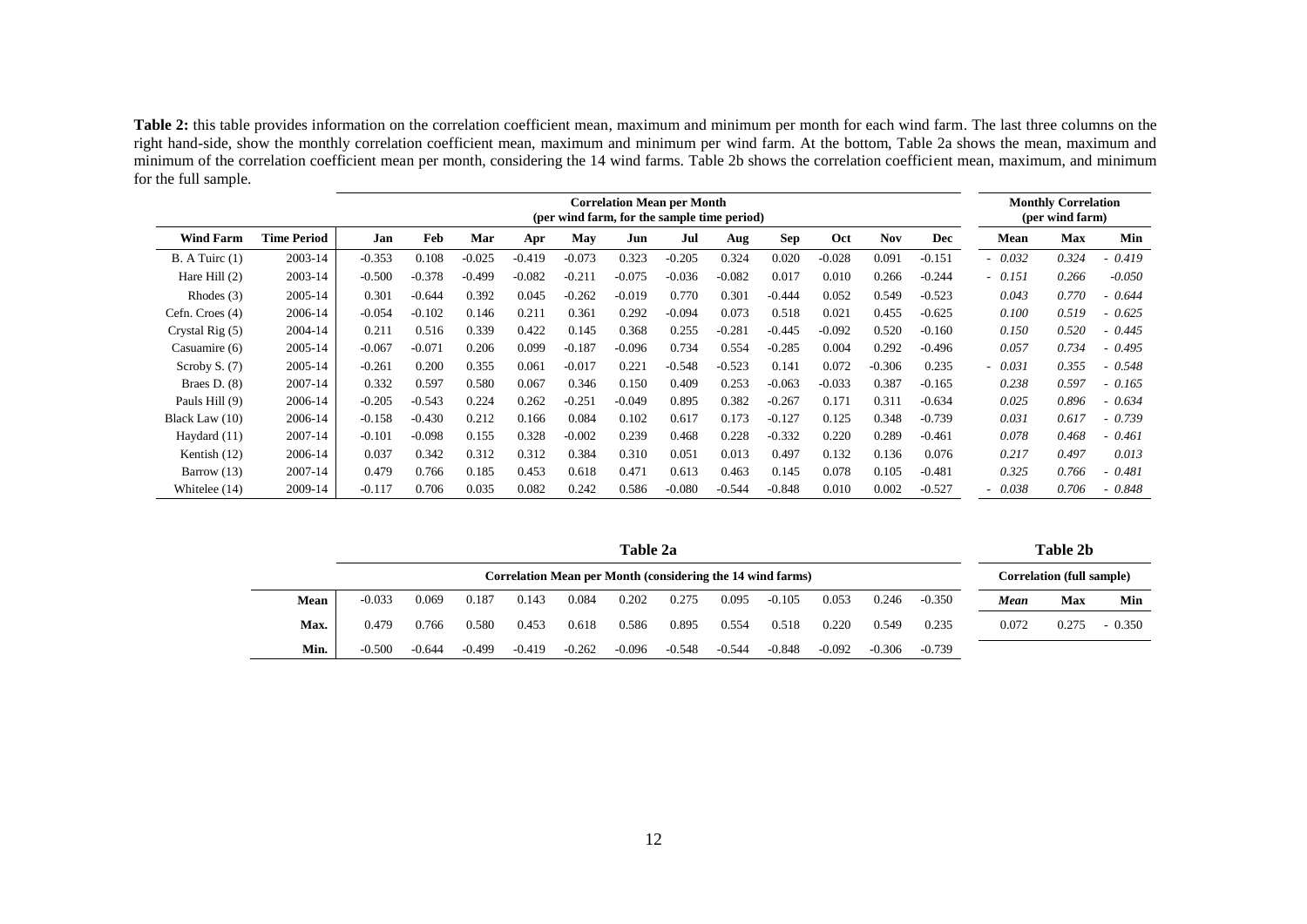**Table 2:** this table provides information on the correlation coefficient mean, maximum and minimum per month for each wind farm. The last three columns on the right hand-side, show the monthly correlation coefficient mean, maximum and minimum per wind farm. At the bottom, Table 2a shows the mean, maximum and minimum of the correlation coefficient mean per month, considering the 14 wind farms. Table 2b shows the correlation coefficient mean, maximum, and minimum for the full sample.

| | | Correlation Mean per Month (per wind farm, for the sample time period) | | | | | | | | | | | | Monthly Correlation (per wind farm) | | |
|---|---|---|---|---|---|---|---|---|---|---|---|---|---|---|---|---|
| **Wind Farm** | **Time Period** | **Jan** | **Feb** | **Mar** | **Apr** | **May** | **Jun** | **Jul** | **Aug** | **Sep** | **Oct** | **Nov** | **Dec** | **Mean** | **Max** | **Min** |
| B. A Tuirc (1) | 2003-14 | -0.353 | 0.108 | -0.025 | -0.419 | -0.073 | 0.323 | -0.205 | 0.324 | 0.020 | -0.028 | 0.091 | -0.151 | *- 0.032* | *0.324* | *- 0.419* |
| Hare Hill (2) | 2003-14 | -0.500 | -0.378 | -0.499 | -0.082 | -0.211 | -0.075 | -0.036 | -0.082 | 0.017 | 0.010 | 0.266 | -0.244 | *- 0.151* | *0.266* | *-0.050* |
| Rhodes (3) | 2005-14 | 0.301 | -0.644 | 0.392 | 0.045 | -0.262 | -0.019 | 0.770 | 0.301 | -0.444 | 0.052 | 0.549 | -0.523 | *0.043* | *0.770* | *- 0.644* |
| Cefn. Croes (4) | 2006-14 | -0.054 | -0.102 | 0.146 | 0.211 | 0.361 | 0.292 | -0.094 | 0.073 | 0.518 | 0.021 | 0.455 | -0.625 | *0.100* | *0.519* | *- 0.625* |
| Crystal Rig (5) | 2004-14 | 0.211 | 0.516 | 0.339 | 0.422 | 0.145 | 0.368 | 0.255 | -0.281 | -0.445 | -0.092 | 0.520 | -0.160 | *0.150* | *0.520* | *- 0.445* |
| Casuamire (6) | 2005-14 | -0.067 | -0.071 | 0.206 | 0.099 | -0.187 | -0.096 | 0.734 | 0.554 | -0.285 | 0.004 | 0.292 | -0.496 | *0.057* | *0.734* | *- 0.495* |
| Scroby S. (7) | 2005-14 | -0.261 | 0.200 | 0.355 | 0.061 | -0.017 | 0.221 | -0.548 | -0.523 | 0.141 | 0.072 | -0.306 | 0.235 | *- 0.031* | *0.355* | *- 0.548* |
| Braes D. (8) | 2007-14 | 0.332 | 0.597 | 0.580 | 0.067 | 0.346 | 0.150 | 0.409 | 0.253 | -0.063 | -0.033 | 0.387 | -0.165 | *0.238* | *0.597* | *- 0.165* |
| Pauls Hill (9) | 2006-14 | -0.205 | -0.543 | 0.224 | 0.262 | -0.251 | -0.049 | 0.895 | 0.382 | -0.267 | 0.171 | 0.311 | -0.634 | *0.025* | *0.896* | *- 0.634* |
| Black Law (10) | 2006-14 | -0.158 | -0.430 | 0.212 | 0.166 | 0.084 | 0.102 | 0.617 | 0.173 | -0.127 | 0.125 | 0.348 | -0.739 | *0.031* | *0.617* | *- 0.739* |
| Haydard (11) | 2007-14 | -0.101 | -0.098 | 0.155 | 0.328 | -0.002 | 0.239 | 0.468 | 0.228 | -0.332 | 0.220 | 0.289 | -0.461 | *0.078* | *0.468* | *- 0.461* |
| Kentish (12) | 2006-14 | 0.037 | 0.342 | 0.312 | 0.312 | 0.384 | 0.310 | 0.051 | 0.013 | 0.497 | 0.132 | 0.136 | 0.076 | *0.217* | *0.497* | *0.013* |
| Barrow (13) | 2007-14 | 0.479 | 0.766 | 0.185 | 0.453 | 0.618 | 0.471 | 0.613 | 0.463 | 0.145 | 0.078 | 0.105 | -0.481 | *0.325* | *0.766* | *- 0.481* |
| Whitelee (14) | 2009-14 | -0.117 | 0.706 | 0.035 | 0.082 | 0.242 | 0.586 | -0.080 | -0.544 | -0.848 | 0.010 | 0.002 | -0.527 | *- 0.038* | *0.706* | *- 0.848* |

**Table 2a**

| | Correlation Mean per Month (considering the 14 wind farms) | | | | | | | | | | | |
|---|---|---|---|---|---|---|---|---|---|---|---|---|
| **Mean** | -0.033 | 0.069 | 0.187 | 0.143 | 0.084 | 0.202 | 0.275 | 0.095 | -0.105 | 0.053 | 0.246 | -0.350 |
| **Max.** | 0.479 | 0.766 | 0.580 | 0.453 | 0.618 | 0.586 | 0.895 | 0.554 | 0.518 | 0.220 | 0.549 | 0.235 |
| **Min.** | -0.500 | -0.644 | -0.499 | -0.419 | -0.262 | -0.096 | -0.548 | -0.544 | -0.848 | -0.092 | -0.306 | -0.739 |

**Table 2b**

| Correlation (full sample) | | |
|---|---|---|
| ***Mean*** | **Max** | **Min** |
| 0.072 | 0.275 | - 0.350 |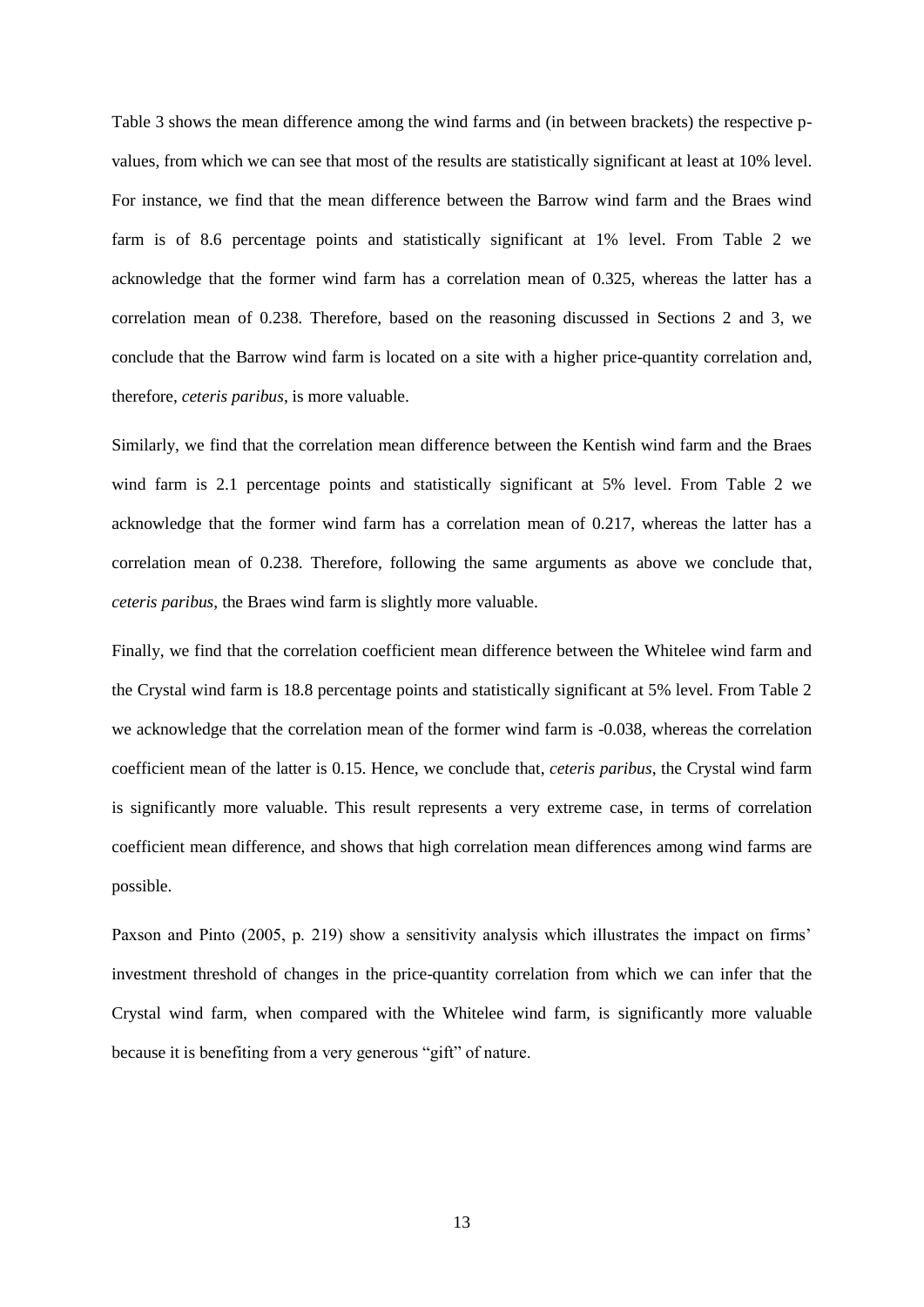Table 3 shows the mean difference among the wind farms and (in between brackets) the respective p-values, from which we can see that most of the results are statistically significant at least at 10% level. For instance, we find that the mean difference between the Barrow wind farm and the Braes wind farm is of 8.6 percentage points and statistically significant at 1% level. From Table 2 we acknowledge that the former wind farm has a correlation mean of 0.325, whereas the latter has a correlation mean of 0.238. Therefore, based on the reasoning discussed in Sections 2 and 3, we conclude that the Barrow wind farm is located on a site with a higher price-quantity correlation and, therefore, *ceteris paribus*, is more valuable.

Similarly, we find that the correlation mean difference between the Kentish wind farm and the Braes wind farm is 2.1 percentage points and statistically significant at 5% level. From Table 2 we acknowledge that the former wind farm has a correlation mean of 0.217, whereas the latter has a correlation mean of 0.238. Therefore, following the same arguments as above we conclude that, *ceteris paribus*, the Braes wind farm is slightly more valuable.

Finally, we find that the correlation coefficient mean difference between the Whitelee wind farm and the Crystal wind farm is 18.8 percentage points and statistically significant at 5% level. From Table 2 we acknowledge that the correlation mean of the former wind farm is -0.038, whereas the correlation coefficient mean of the latter is 0.15. Hence, we conclude that, *ceteris paribus*, the Crystal wind farm is significantly more valuable. This result represents a very extreme case, in terms of correlation coefficient mean difference, and shows that high correlation mean differences among wind farms are possible.

Paxson and Pinto (2005, p. 219) show a sensitivity analysis which illustrates the impact on firms' investment threshold of changes in the price-quantity correlation from which we can infer that the Crystal wind farm, when compared with the Whitelee wind farm, is significantly more valuable because it is benefiting from a very generous "gift" of nature.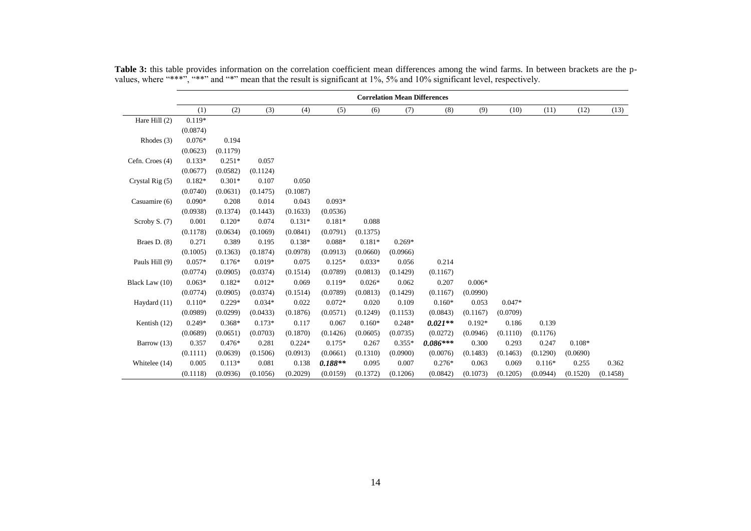**Table 3:** this table provides information on the correlation coefficient mean differences among the wind farms. In between brackets are the p-values, where "***", "**" and "*" mean that the result is significant at 1%, 5% and 10% significant level, respectively.

| | **Correlation Mean Differences** | | | | | | | | | | | | |
|---|---|---|---|---|---|---|---|---|---|---|---|---|---|
| | (1) | (2) | (3) | (4) | (5) | (6) | (7) | (8) | (9) | (10) | (11) | (12) | (13) |
| Hare Hill (2) | 0.119* | | | | | | | | | | | | |
| | (0.0874) | | | | | | | | | | | | |
| Rhodes (3) | 0.076* | 0.194 | | | | | | | | | | | |
| | (0.0623) | (0.1179) | | | | | | | | | | | |
| Cefn. Croes (4) | 0.133* | 0.251* | 0.057 | | | | | | | | | | |
| | (0.0677) | (0.0582) | (0.1124) | | | | | | | | | | |
| Crystal Rig (5) | 0.182* | 0.301* | 0.107 | 0.050 | | | | | | | | | |
| | (0.0740) | (0.0631) | (0.1475) | (0.1087) | | | | | | | | | |
| Casuamire (6) | 0.090* | 0.208 | 0.014 | 0.043 | 0.093* | | | | | | | | |
| | (0.0938) | (0.1374) | (0.1443) | (0.1633) | (0.0536) | | | | | | | | |
| Scroby S. (7) | 0.001 | 0.120* | 0.074 | 0.131* | 0.181* | 0.088 | | | | | | | |
| | (0.1178) | (0.0634) | (0.1069) | (0.0841) | (0.0791) | (0.1375) | | | | | | | |
| Braes D. (8) | 0.271 | 0.389 | 0.195 | 0.138* | 0.088* | 0.181* | 0.269* | | | | | | |
| | (0.1005) | (0.1363) | (0.1874) | (0.0978) | (0.0913) | (0.0660) | (0.0966) | | | | | | |
| Pauls Hill (9) | 0.057* | 0.176* | 0.019* | 0.075 | 0.125* | 0.033* | 0.056 | 0.214 | | | | | |
| | (0.0774) | (0.0905) | (0.0374) | (0.1514) | (0.0789) | (0.0813) | (0.1429) | (0.1167) | | | | | |
| Black Law (10) | 0.063* | 0.182* | 0.012* | 0.069 | 0.119* | 0.026* | 0.062 | 0.207 | 0.006* | | | | |
| | (0.0774) | (0.0905) | (0.0374) | (0.1514) | (0.0789) | (0.0813) | (0.1429) | (0.1167) | (0.0990) | | | | |
| Haydard (11) | 0.110* | 0.229* | 0.034* | 0.022 | 0.072* | 0.020 | 0.109 | 0.160* | 0.053 | 0.047* | | | |
| | (0.0989) | (0.0299) | (0.0433) | (0.1876) | (0.0571) | (0.1249) | (0.1153) | (0.0843) | (0.1167) | (0.0709) | | | |
| Kentish (12) | 0.249* | 0.368* | 0.173* | 0.117 | 0.067 | 0.160* | 0.248* | ***0.021\*\**** | 0.192* | 0.186 | 0.139 | | |
| | (0.0689) | (0.0651) | (0.0703) | (0.1870) | (0.1426) | (0.0605) | (0.0735) | (0.0272) | (0.0946) | (0.1110) | (0.1176) | | |
| Barrow (13) | 0.357 | 0.476* | 0.281 | 0.224* | 0.175* | 0.267 | 0.355* | ***0.086\*\*\**** | 0.300 | 0.293 | 0.247 | 0.108* | |
| | (0.1111) | (0.0639) | (0.1506) | (0.0913) | (0.0661) | (0.1310) | (0.0900) | (0.0076) | (0.1483) | (0.1463) | (0.1290) | (0.0690) | |
| Whitelee (14) | 0.005 | 0.113* | 0.081 | 0.138 | ***0.188\*\**** | 0.095 | 0.007 | 0.276* | 0.063 | 0.069 | 0.116* | 0.255 | 0.362 |
| | (0.1118) | (0.0936) | (0.1056) | (0.2029) | (0.0159) | (0.1372) | (0.1206) | (0.0842) | (0.1073) | (0.1205) | (0.0944) | (0.1520) | (0.1458) |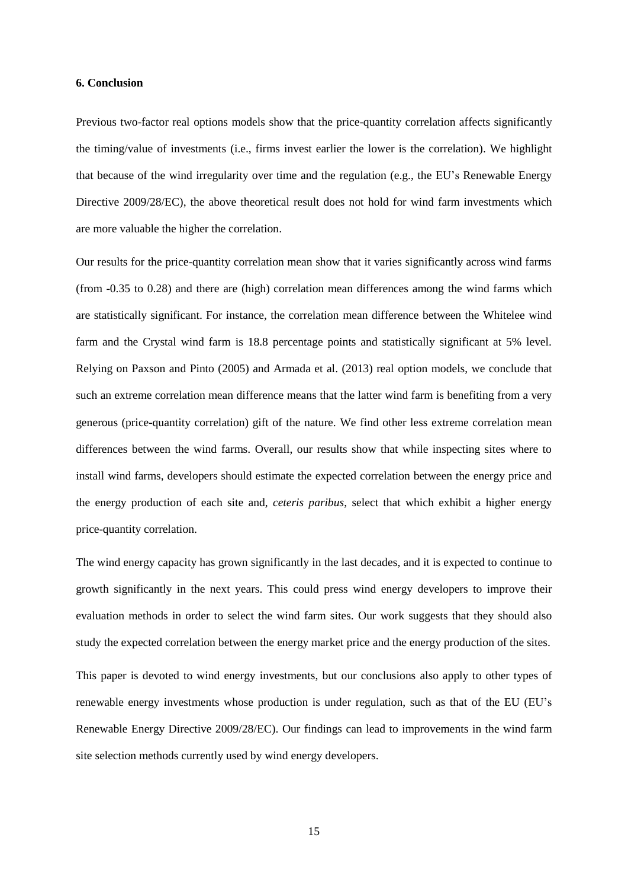### 6. Conclusion

Previous two-factor real options models show that the price-quantity correlation affects significantly the timing/value of investments (i.e., firms invest earlier the lower is the correlation). We highlight that because of the wind irregularity over time and the regulation (e.g., the EU's Renewable Energy Directive 2009/28/EC), the above theoretical result does not hold for wind farm investments which are more valuable the higher the correlation.

Our results for the price-quantity correlation mean show that it varies significantly across wind farms (from -0.35 to 0.28) and there are (high) correlation mean differences among the wind farms which are statistically significant. For instance, the correlation mean difference between the Whitelee wind farm and the Crystal wind farm is 18.8 percentage points and statistically significant at 5% level. Relying on Paxson and Pinto (2005) and Armada et al. (2013) real option models, we conclude that such an extreme correlation mean difference means that the latter wind farm is benefiting from a very generous (price-quantity correlation) gift of the nature. We find other less extreme correlation mean differences between the wind farms. Overall, our results show that while inspecting sites where to install wind farms, developers should estimate the expected correlation between the energy price and the energy production of each site and, *ceteris paribus*, select that which exhibit a higher energy price-quantity correlation.

The wind energy capacity has grown significantly in the last decades, and it is expected to continue to growth significantly in the next years. This could press wind energy developers to improve their evaluation methods in order to select the wind farm sites. Our work suggests that they should also study the expected correlation between the energy market price and the energy production of the sites.

This paper is devoted to wind energy investments, but our conclusions also apply to other types of renewable energy investments whose production is under regulation, such as that of the EU (EU's Renewable Energy Directive 2009/28/EC). Our findings can lead to improvements in the wind farm site selection methods currently used by wind energy developers.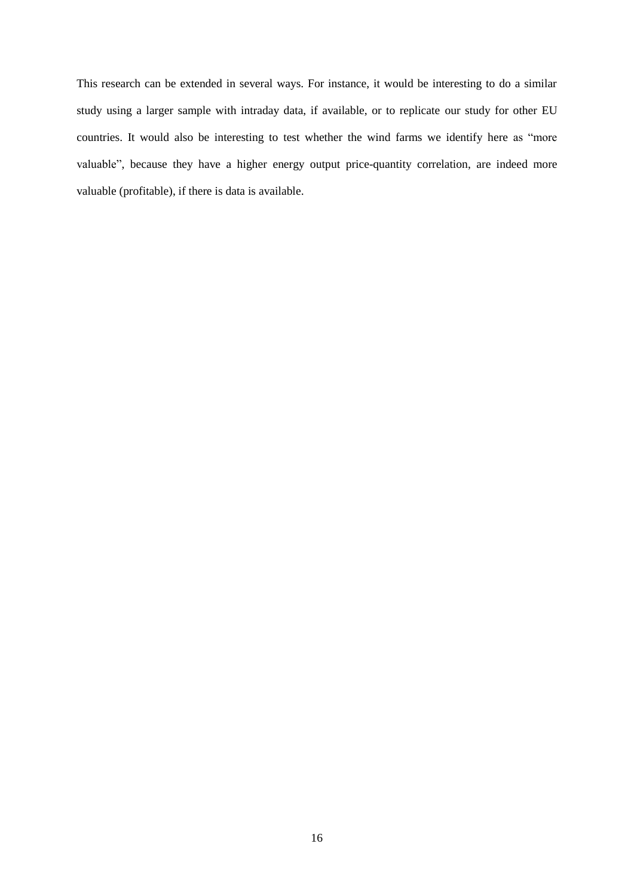This research can be extended in several ways. For instance, it would be interesting to do a similar study using a larger sample with intraday data, if available, or to replicate our study for other EU countries. It would also be interesting to test whether the wind farms we identify here as "more valuable", because they have a higher energy output price-quantity correlation, are indeed more valuable (profitable), if there is data is available.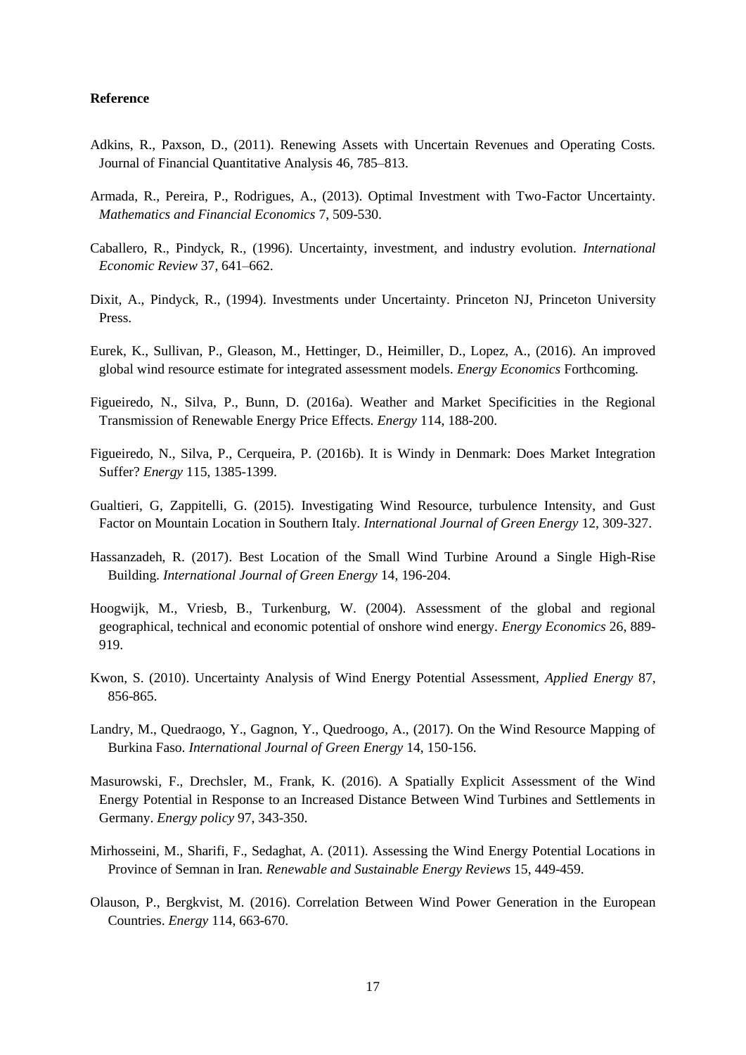**Reference**

Adkins, R., Paxson, D., (2011). Renewing Assets with Uncertain Revenues and Operating Costs. Journal of Financial Quantitative Analysis 46, 785–813.

Armada, R., Pereira, P., Rodrigues, A., (2013). Optimal Investment with Two-Factor Uncertainty. *Mathematics and Financial Economics* 7, 509-530.

Caballero, R., Pindyck, R., (1996). Uncertainty, investment, and industry evolution. *International Economic Review* 37, 641–662.

Dixit, A., Pindyck, R., (1994). Investments under Uncertainty. Princeton NJ, Princeton University Press.

Eurek, K., Sullivan, P., Gleason, M., Hettinger, D., Heimiller, D., Lopez, A., (2016). An improved global wind resource estimate for integrated assessment models. *Energy Economics* Forthcoming.

Figueiredo, N., Silva, P., Bunn, D. (2016a). Weather and Market Specificities in the Regional Transmission of Renewable Energy Price Effects. *Energy* 114, 188-200.

Figueiredo, N., Silva, P., Cerqueira, P. (2016b). It is Windy in Denmark: Does Market Integration Suffer? *Energy* 115, 1385-1399.

Gualtieri, G, Zappitelli, G. (2015). Investigating Wind Resource, turbulence Intensity, and Gust Factor on Mountain Location in Southern Italy. *International Journal of Green Energy* 12, 309-327.

Hassanzadeh, R. (2017). Best Location of the Small Wind Turbine Around a Single High-Rise Building. *International Journal of Green Energy* 14, 196-204.

Hoogwijk, M., Vriesb, B., Turkenburg, W. (2004). Assessment of the global and regional geographical, technical and economic potential of onshore wind energy. *Energy Economics* 26, 889-919.

Kwon, S. (2010). Uncertainty Analysis of Wind Energy Potential Assessment, *Applied Energy* 87, 856-865.

Landry, M., Quedraogo, Y., Gagnon, Y., Quedroogo, A., (2017). On the Wind Resource Mapping of Burkina Faso. *International Journal of Green Energy* 14, 150-156.

Masurowski, F., Drechsler, M., Frank, K. (2016). A Spatially Explicit Assessment of the Wind Energy Potential in Response to an Increased Distance Between Wind Turbines and Settlements in Germany. *Energy policy* 97, 343-350.

Mirhosseini, M., Sharifi, F., Sedaghat, A. (2011). Assessing the Wind Energy Potential Locations in Province of Semnan in Iran. *Renewable and Sustainable Energy Reviews* 15, 449-459.

Olauson, P., Bergkvist, M. (2016). Correlation Between Wind Power Generation in the European Countries. *Energy* 114, 663-670.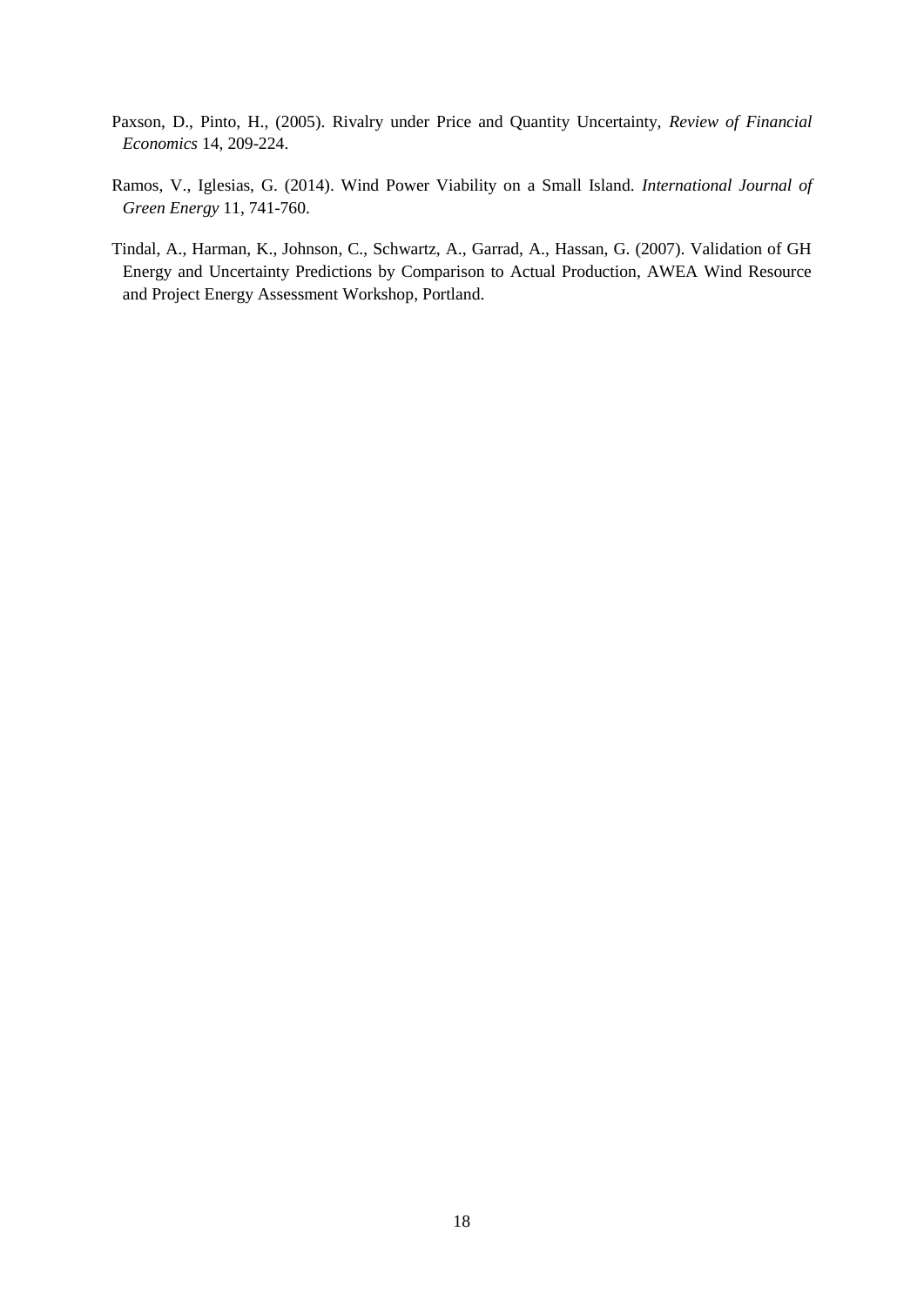Paxson, D., Pinto, H., (2005). Rivalry under Price and Quantity Uncertainty, *Review of Financial Economics* 14, 209-224.

Ramos, V., Iglesias, G. (2014). Wind Power Viability on a Small Island. *International Journal of Green Energy* 11, 741-760.

Tindal, A., Harman, K., Johnson, C., Schwartz, A., Garrad, A., Hassan, G. (2007). Validation of GH Energy and Uncertainty Predictions by Comparison to Actual Production, AWEA Wind Resource and Project Energy Assessment Workshop, Portland.